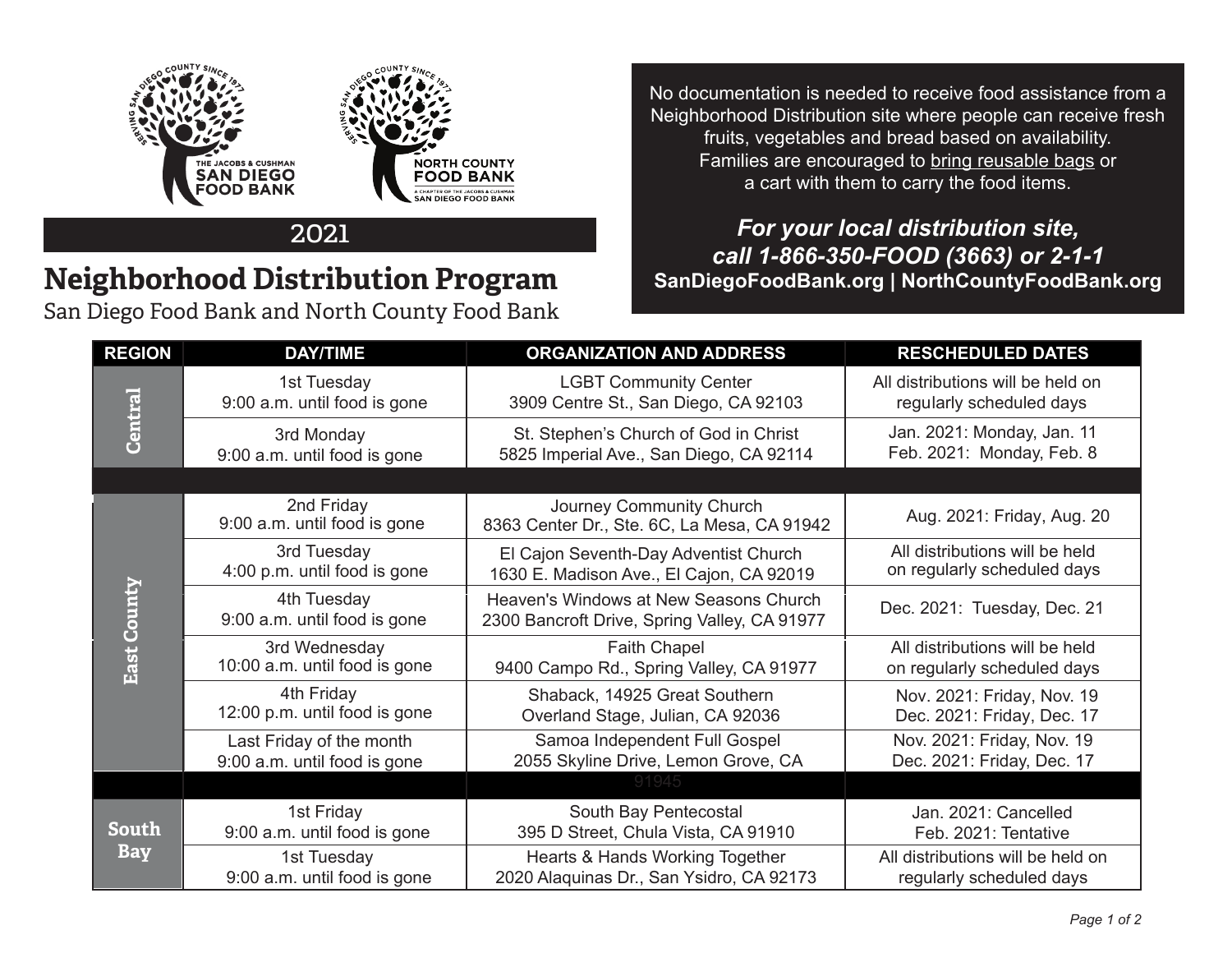THE JACOBS & CUSHMAN SAN DIEGO FOOD BANK

NORTH COUNTY FOOD BANK
A CHAPTER OF THE JACOBS & CUSHMAN SAN DIEGO FOOD BANK

2021

# Neighborhood Distribution Program

San Diego Food Bank and North County Food Bank

No documentation is needed to receive food assistance from a Neighborhood Distribution site where people can receive fresh fruits, vegetables and bread based on availability. Families are encouraged to bring reusable bags or a cart with them to carry the food items.

***For your local distribution site, call 1-866-350-FOOD (3663) or 2-1-1***

**SanDiegoFoodBank.org | NorthCountyFoodBank.org**

| REGION | DAY/TIME | ORGANIZATION AND ADDRESS | RESCHEDULED DATES |
|---|---|---|---|
| Central | 1st Tuesday<br>9:00 a.m. until food is gone | LGBT Community Center<br>3909 Centre St., San Diego, CA 92103 | All distributions will be held on regularly scheduled days |
| Central | 3rd Monday<br>9:00 a.m. until food is gone | St. Stephen's Church of God in Christ<br>5825 Imperial Ave., San Diego, CA 92114 | Jan. 2021: Monday, Jan. 11<br>Feb. 2021: Monday, Feb. 8 |
| East County | 2nd Friday<br>9:00 a.m. until food is gone | Journey Community Church<br>8363 Center Dr., Ste. 6C, La Mesa, CA 91942 | Aug. 2021: Friday, Aug. 20 |
| East County | 3rd Tuesday<br>4:00 p.m. until food is gone | El Cajon Seventh-Day Adventist Church<br>1630 E. Madison Ave., El Cajon, CA 92019 | All distributions will be held on regularly scheduled days |
| East County | 4th Tuesday<br>9:00 a.m. until food is gone | Heaven's Windows at New Seasons Church<br>2300 Bancroft Drive, Spring Valley, CA 91977 | Dec. 2021: Tuesday, Dec. 21 |
| East County | 3rd Wednesday<br>10:00 a.m. until food is gone | Faith Chapel<br>9400 Campo Rd., Spring Valley, CA 91977 | All distributions will be held on regularly scheduled days |
| East County | 4th Friday<br>12:00 p.m. until food is gone | Shaback, 14925 Great Southern<br>Overland Stage, Julian, CA 92036 | Nov. 2021: Friday, Nov. 19<br>Dec. 2021: Friday, Dec. 17 |
| East County | Last Friday of the month<br>9:00 a.m. until food is gone | Samoa Independent Full Gospel<br>2055 Skyline Drive, Lemon Grove, CA 91945 | Nov. 2021: Friday, Nov. 19<br>Dec. 2021: Friday, Dec. 17 |
| South Bay | 1st Friday<br>9:00 a.m. until food is gone | South Bay Pentecostal<br>395 D Street, Chula Vista, CA 91910 | Jan. 2021: Cancelled<br>Feb. 2021: Tentative |
| South Bay | 1st Tuesday<br>9:00 a.m. until food is gone | Hearts & Hands Working Together<br>2020 Alaquinas Dr., San Ysidro, CA 92173 | All distributions will be held on regularly scheduled days |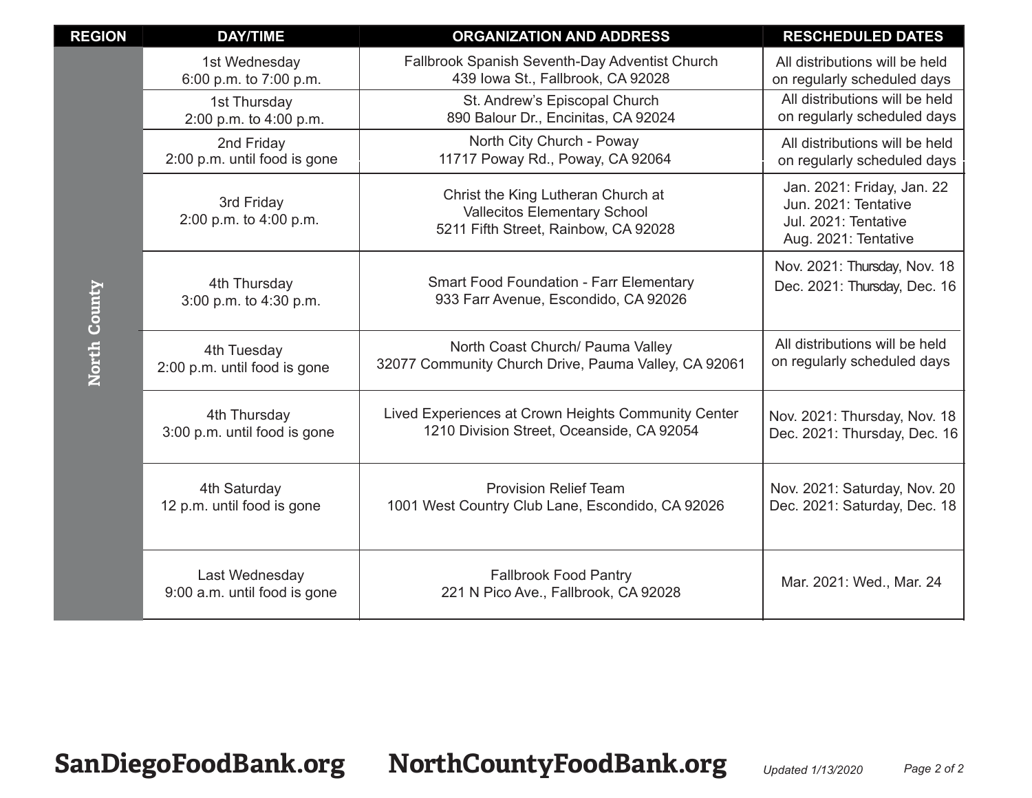| REGION | DAY/TIME | ORGANIZATION AND ADDRESS | RESCHEDULED DATES |
| --- | --- | --- | --- |
| North County | 1st Wednesday 6:00 p.m. to 7:00 p.m. | Fallbrook Spanish Seventh-Day Adventist Church 439 Iowa St., Fallbrook, CA 92028 | All distributions will be held on regularly scheduled days |
| | 1st Thursday 2:00 p.m. to 4:00 p.m. | St. Andrew's Episcopal Church 890 Balour Dr., Encinitas, CA 92024 | All distributions will be held on regularly scheduled days |
| | 2nd Friday 2:00 p.m. until food is gone | North City Church - Poway 11717 Poway Rd., Poway, CA 92064 | All distributions will be held on regularly scheduled days |
| | 3rd Friday 2:00 p.m. to 4:00 p.m. | Christ the King Lutheran Church at Vallecitos Elementary School 5211 Fifth Street, Rainbow, CA 92028 | Jan. 2021: Friday, Jan. 22<br>Jun. 2021: Tentative<br>Jul. 2021: Tentative<br>Aug. 2021: Tentative |
| | 4th Thursday 3:00 p.m. to 4:30 p.m. | Smart Food Foundation - Farr Elementary 933 Farr Avenue, Escondido, CA 92026 | Nov. 2021: Thursday, Nov. 18<br>Dec. 2021: Thursday, Dec. 16 |
| | 4th Tuesday 2:00 p.m. until food is gone | North Coast Church/ Pauma Valley 32077 Community Church Drive, Pauma Valley, CA 92061 | All distributions will be held on regularly scheduled days |
| | 4th Thursday 3:00 p.m. until food is gone | Lived Experiences at Crown Heights Community Center 1210 Division Street, Oceanside, CA 92054 | Nov. 2021: Thursday, Nov. 18<br>Dec. 2021: Thursday, Dec. 16 |
| | 4th Saturday 12 p.m. until food is gone | Provision Relief Team 1001 West Country Club Lane, Escondido, CA 92026 | Nov. 2021: Saturday, Nov. 20<br>Dec. 2021: Saturday, Dec. 18 |
| | Last Wednesday 9:00 a.m. until food is gone | Fallbrook Food Pantry 221 N Pico Ave., Fallbrook, CA 92028 | Mar. 2021: Wed., Mar. 24 |

**SanDiegoFoodBank.org** **NorthCountyFoodBank.org**

*Updated 1/13/2020*